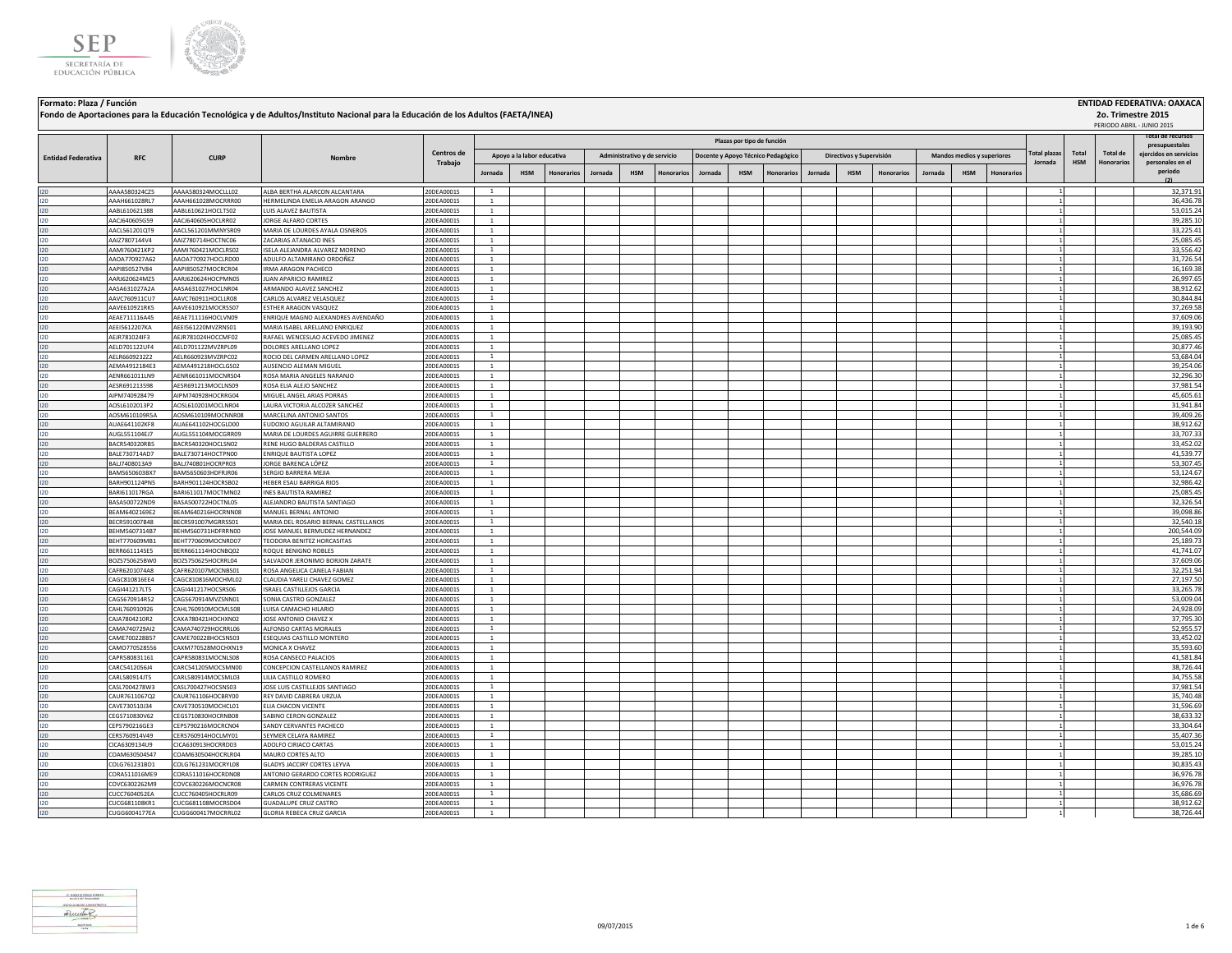**Formato: Plaza / Función**

**Fondo de Aportaciones para la Educación Tecnológica y de Adultos/Instituto Nacional para la Educación de los Adultos (FAETA/INEA)**

**ENTIDAD FEDERATIVA: OAXACA**

**2o. Trimestre 2015**

PERIODO ABRIL - JUNIO 2015

| Entidad Federativa | RFC | CURP | Nombre | Centros de Trabajo | Plazas por tipo de función | | | | | | | | | | | | | | | Total plazas Jornada | Total HSM | Total de Honorarios | Total de recursos presupuestales ejercidos en servicios personales en el periodo (2) |
|---|---|---|---|---|---|---|---|---|---|---|---|---|---|---|---|---|---|---|---|---|---|---|---|
| | | | | | Apoyo a la labor educativa | | | Administrativo y de servicio | | | Docente y Apoyo Técnico Pedagógico | | | Directivos y Supervisión | | | Mandos medios y superiores | | | | | | |
| | | | | | Jornada | HSM | Honorarios | Jornada | HSM | Honorarios | Jornada | HSM | Honorarios | Jornada | HSM | Honorarios | Jornada | HSM | Honorarios | | | | |
| I20 | AAAA580324CZ5 | AAAA580324MOCLLL02 | ALBA BERTHA ALARCON ALCANTARA | 20DEA0001S | 1 | | | | | | | | | | | | | | | 1 | | | 32,371.91 |
| I20 | AAAH661028RL7 | AAAH661028MOCRRR00 | HERMELINDA EMELIA ARAGON ARANGO | 20DEA0001S | 1 | | | | | | | | | | | | | | | 1 | | | 36,436.78 |
| I20 | AABL610621388 | AABL610621HOCLTS02 | LUIS ALAVEZ BAUTISTA | 20DEA0001S | 1 | | | | | | | | | | | | | | | 1 | | | 53,015.24 |
| I20 | AACJ640605G59 | AACJ640605HOCLRR02 | JORGE ALFARO CORTES | 20DEA0001S | 1 | | | | | | | | | | | | | | | 1 | | | 39,285.10 |
| I20 | AACL561201QT9 | AACL561201MMNYSR09 | MARIA DE LOURDES AYALA CISNEROS | 20DEA0001S | 1 | | | | | | | | | | | | | | | 1 | | | 33,225.41 |
| I20 | AAIZ7807144V4 | AAIZ780714HOCTNC06 | ZACARIAS ATANACIO INES | 20DEA0001S | 1 | | | | | | | | | | | | | | | 1 | | | 25,085.45 |
| I20 | AAMI760421KP2 | AAMI760421MOCLRS02 | ISELA ALEJANDRA ALVAREZ MORENO | 20DEA0001S | 1 | | | | | | | | | | | | | | | 1 | | | 33,556.42 |
| I20 | AAOA770927A62 | AAOA770927HOCLRD00 | ADULFO ALTAMIRANO ORDOÑEZ | 20DEA0001S | 1 | | | | | | | | | | | | | | | 1 | | | 31,726.54 |
| I20 | AAPI850527V84 | AAPI850527MOCRCR04 | IRMA ARAGON PACHECO | 20DEA0001S | 1 | | | | | | | | | | | | | | | 1 | | | 16,169.38 |
| I20 | AARJ620624MZ5 | AARJ620624HOCPMN05 | JUAN APARICIO RAMIREZ | 20DEA0001S | 1 | | | | | | | | | | | | | | | 1 | | | 26,997.65 |
| I20 | AASA631027A2A | AASA631027HOCLNR04 | ARMANDO ALAVEZ SANCHEZ | 20DEA0001S | 1 | | | | | | | | | | | | | | | 1 | | | 38,912.62 |
| I20 | AAVC760911CU7 | AAVC760911HOCLLR08 | CARLOS ALVAREZ VELASQUEZ | 20DEA0001S | 1 | | | | | | | | | | | | | | | 1 | | | 30,844.84 |
| I20 | AAVE610921RK5 | AAVE610921MOCRSS07 | ESTHER ARAGON VASQUEZ | 20DEA0001S | 1 | | | | | | | | | | | | | | | 1 | | | 37,269.58 |
| I20 | AEAE711116A45 | AEAE711116HOCLVN09 | ENRIQUE MAGNO ALEXANDRES AVENDAÑO | 20DEA0001S | 1 | | | | | | | | | | | | | | | 1 | | | 37,609.06 |
| I20 | AEEI5612207KA | AEEI561220MVZRNS01 | MARIA ISABEL ARELLANO ENRIQUEZ | 20DEA0001S | 1 | | | | | | | | | | | | | | | 1 | | | 39,193.90 |
| I20 | AEJR781024IF3 | AEJR781024HOCCMF02 | RAFAEL WENCESLAO ACEVEDO JIMENEZ | 20DEA0001S | 1 | | | | | | | | | | | | | | | 1 | | | 25,085.45 |
| I20 | AELD701122UF4 | AELD701122MVZRPL09 | DOLORES ARELLANO LOPEZ | 20DEA0001S | 1 | | | | | | | | | | | | | | | 1 | | | 30,877.46 |
| I20 | AELR660923Z22 | AELR660923MVZRPC02 | ROCIO DEL CARMEN ARELLANO LOPEZ | 20DEA0001S | 1 | | | | | | | | | | | | | | | 1 | | | 53,684.04 |
| I20 | AEMA4912184E3 | AEMA491218HOCLGS02 | AUSENCIO ALEMAN MIGUEL | 20DEA0001S | 1 | | | | | | | | | | | | | | | 1 | | | 39,254.06 |
| I20 | AENR661011LN9 | AENR661011MOCNRS04 | ROSA MARIA ANGELES NARANJO | 20DEA0001S | 1 | | | | | | | | | | | | | | | 1 | | | 32,296.30 |
| I20 | AESR691213598 | AESR691213MOCLNS09 | ROSA ELIA ALEJO SANCHEZ | 20DEA0001S | 1 | | | | | | | | | | | | | | | 1 | | | 37,981.54 |
| I20 | AIPM740928479 | AIPM740928HOCRRG04 | MIGUEL ANGEL ARIAS PORRAS | 20DEA0001S | 1 | | | | | | | | | | | | | | | 1 | | | 45,605.61 |
| I20 | AOSL6102013P2 | AOSL610201MOCLNR04 | LAURA VICTORIA ALCOZER SANCHEZ | 20DEA0001S | 1 | | | | | | | | | | | | | | | 1 | | | 31,941.84 |
| I20 | AOSM610109R5A | AOSM610109MOCNNR08 | MARCELINA ANTONIO SANTOS | 20DEA0001S | 1 | | | | | | | | | | | | | | | 1 | | | 39,409.26 |
| I20 | AUAE641102KF8 | AUAE641102HOCGLD00 | EUDOXIO AGUILAR ALTAMIRANO | 20DEA0001S | 1 | | | | | | | | | | | | | | | 1 | | | 38,912.62 |
| I20 | AUGL551104EJ7 | AUGL551104MOCGRR09 | MARIA DE LOURDES AGUIRRE GUERRERO | 20DEA0001S | 1 | | | | | | | | | | | | | | | 1 | | | 33,707.33 |
| I20 | BACR540320RB5 | BACR540320HOCLSN02 | RENE HUGO BALDERAS CASTILLO | 20DEA0001S | 1 | | | | | | | | | | | | | | | 1 | | | 33,452.02 |
| I20 | BALE730714AD7 | BALE730714HOCTPN00 | ENRIQUE BAUTISTA LOPEZ | 20DEA0001S | 1 | | | | | | | | | | | | | | | 1 | | | 41,539.77 |
| I20 | BALJ7408013A9 | BALJ740801HOCRPR03 | JORGE BARENCA LÓPEZ | 20DEA0001S | 1 | | | | | | | | | | | | | | | 1 | | | 53,307.45 |
| I20 | BAMS650603BX7 | BAMS650603HDFRJR06 | SERGIO BARRERA MEJIA | 20DEA0001S | 1 | | | | | | | | | | | | | | | 1 | | | 53,124.67 |
| I20 | BARH901124PN5 | BARH901124HOCRSB02 | HEBER ESAU BARRIGA RIOS | 20DEA0001S | 1 | | | | | | | | | | | | | | | 1 | | | 32,986.42 |
| I20 | BARI611017RGA | BARI611017MOCTMN02 | INES BAUTISTA RAMIREZ | 20DEA0001S | 1 | | | | | | | | | | | | | | | 1 | | | 25,085.45 |
| I20 | BASA500722ND9 | BASA500722HOCTNL05 | ALEJANDRO BAUTISTA SANTIAGO | 20DEA0001S | 1 | | | | | | | | | | | | | | | 1 | | | 32,326.54 |
| I20 | BEAM6402169E2 | BEAM640216HOCRNN08 | MANUEL BERNAL ANTONIO | 20DEA0001S | 1 | | | | | | | | | | | | | | | 1 | | | 39,098.86 |
| I20 | BECR591007B48 | BECR591007MGRRSS01 | MARIA DEL ROSARIO BERNAL CASTELLANOS | 20DEA0001S | 1 | | | | | | | | | | | | | | | 1 | | | 32,540.18 |
| I20 | BEHM5607314B7 | BEHM560731HDFRRN00 | JOSE MANUEL BERMUDEZ HERNANDEZ | 20DEA0001S | 1 | | | | | | | | | | | | | | | 1 | | | 200,544.09 |
| I20 | BEHT770609MB1 | BEHT770609MOCNRD07 | TEODORA BENITEZ HORCASITAS | 20DEA0001S | 1 | | | | | | | | | | | | | | | 1 | | | 25,189.73 |
| I20 | BERR661114SE5 | BERR661114HOCNBQ02 | ROQUE BENIGNO ROBLES | 20DEA0001S | 1 | | | | | | | | | | | | | | | 1 | | | 41,741.07 |
| I20 | BOZS750625BW0 | BOZS750625HOCRRL04 | SALVADOR JERONIMO BORJON ZARATE | 20DEA0001S | 1 | | | | | | | | | | | | | | | 1 | | | 37,609.06 |
| I20 | CAFR6201074A8 | CAFR620107MOCNBS01 | ROSA ANGELICA CANELA FABIAN | 20DEA0001S | 1 | | | | | | | | | | | | | | | 1 | | | 32,251.94 |
| I20 | CAGC810816EE4 | CAGC810816MOCHML02 | CLAUDIA YARELI CHAVEZ GOMEZ | 20DEA0001S | 1 | | | | | | | | | | | | | | | 1 | | | 27,197.50 |
| I20 | CAGI441217LT5 | CAGI441217HOCSRS06 | ISRAEL CASTILLEJOS GARCIA | 20DEA0001S | 1 | | | | | | | | | | | | | | | 1 | | | 33,265.78 |
| I20 | CAGS670914RS2 | CAGS670914MVZSNN01 | SONIA CASTRO GONZALEZ | 20DEA0001S | 1 | | | | | | | | | | | | | | | 1 | | | 53,009.04 |
| I20 | CAHL760910926 | CAHL760910MOCMLS08 | LUISA CAMACHO HILARIO | 20DEA0001S | 1 | | | | | | | | | | | | | | | 1 | | | 24,928.09 |
| I20 | CAJA780421QR2 | CAXA780421HOCHXN02 | JOSE ANTONIO CHAVEZ X | 20DEA0001S | 1 | | | | | | | | | | | | | | | 1 | | | 37,795.30 |
| I20 | CAMA740729AI2 | CAMA740729HOCRRL06 | ALFONSO CARTAS MORALES | 20DEA0001S | 1 | | | | | | | | | | | | | | | 1 | | | 52,955.57 |
| I20 | CAME700228B57 | CAME700228HOCSNS03 | ESEQUIAS CASTILLO MONTERO | 20DEA0001S | 1 | | | | | | | | | | | | | | | 1 | | | 33,452.02 |
| I20 | CAMO770528556 | CAXM770528MOCHXN19 | MONICA X CHAVEZ | 20DEA0001S | 1 | | | | | | | | | | | | | | | 1 | | | 35,593.60 |
| I20 | CAPR580831161 | CAPR580831MOCNLS08 | ROSA CANSECO PALACIOS | 20DEA0001S | 1 | | | | | | | | | | | | | | | 1 | | | 41,581.84 |
| I20 | CARC5412056J4 | CARC541205MOCSMN00 | CONCEPCION CASTELLANOS RAMIREZ | 20DEA0001S | 1 | | | | | | | | | | | | | | | 1 | | | 38,726.44 |
| I20 | CARL580914JT5 | CARL580914MOCSML03 | LILIA CASTILLO ROMERO | 20DEA0001S | 1 | | | | | | | | | | | | | | | 1 | | | 34,755.58 |
| I20 | CASL700427BW3 | CASL700427HOCSNS03 | JOSE LUIS CASTILLEJOS SANTIAGO | 20DEA0001S | 1 | | | | | | | | | | | | | | | 1 | | | 37,981.54 |
| I20 | CAUR7611067Q2 | CAUR761106HOCBRY00 | REY DAVID CABRERA URZUA | 20DEA0001S | 1 | | | | | | | | | | | | | | | 1 | | | 35,740.48 |
| I20 | CAVE730510J34 | CAVE730510MOCHCL01 | ELIA CHACON VICENTE | 20DEA0001S | 1 | | | | | | | | | | | | | | | 1 | | | 31,596.69 |
| I20 | CEGS710830V62 | CEGS710830HOCRNB08 | SABINO CERON GONZALEZ | 20DEA0001S | 1 | | | | | | | | | | | | | | | 1 | | | 38,633.32 |
| I20 | CEPS790216GE3 | CEPS790216MOCRCN04 | SANDY CERVANTES PACHECO | 20DEA0001S | 1 | | | | | | | | | | | | | | | 1 | | | 33,304.64 |
| I20 | CERS760914V49 | CERS760914HOCLMY01 | SEYMER CELAYA RAMIREZ | 20DEA0001S | 1 | | | | | | | | | | | | | | | 1 | | | 35,407.36 |
| I20 | CICA630913AU9 | CICA630913HOCRRD03 | ADOLFO CIRIACO CARTAS | 20DEA0001S | 1 | | | | | | | | | | | | | | | 1 | | | 53,015.24 |
| I20 | COAM630504S47 | COAM630504HOCRLR04 | MAURO CORTES ALTO | 20DEA0001S | 1 | | | | | | | | | | | | | | | 1 | | | 39,285.10 |
| I20 | COLG7612318D1 | COLG761231MOCRYL08 | GLADYS JACCIRY CORTES LEYVA | 20DEA0001S | 1 | | | | | | | | | | | | | | | 1 | | | 30,835.43 |
| I20 | CORA511016ME9 | CORA511016HOCRDN08 | ANTONIO GERARDO CORTES RODRIGUEZ | 20DEA0001S | 1 | | | | | | | | | | | | | | | 1 | | | 36,976.78 |
| I20 | COVC6302262M9 | COVC630226MOCNCR08 | CARMEN CONTRERAS VICENTE | 20DEA0001S | 1 | | | | | | | | | | | | | | | 1 | | | 36,976.78 |
| I20 | CUCC760405ZEA | CUCC760405HOCRLR09 | CARLOS CRUZ COLMENARES | 20DEA0001S | 1 | | | | | | | | | | | | | | | 1 | | | 35,686.69 |
| I20 | CUCG681108KR1 | CUCG681108MOCRSD04 | GUADALUPE CRUZ CASTRO | 20DEA0001S | 1 | | | | | | | | | | | | | | | 1 | | | 38,912.62 |
| I20 | CUGG6004177EA | CUGG600417MOCRRL02 | GLORIA REBECA CRUZ GARCIA | 20DEA0001S | 1 | | | | | | | | | | | | | | | 1 | | | 38,726.44 |

09/07/2015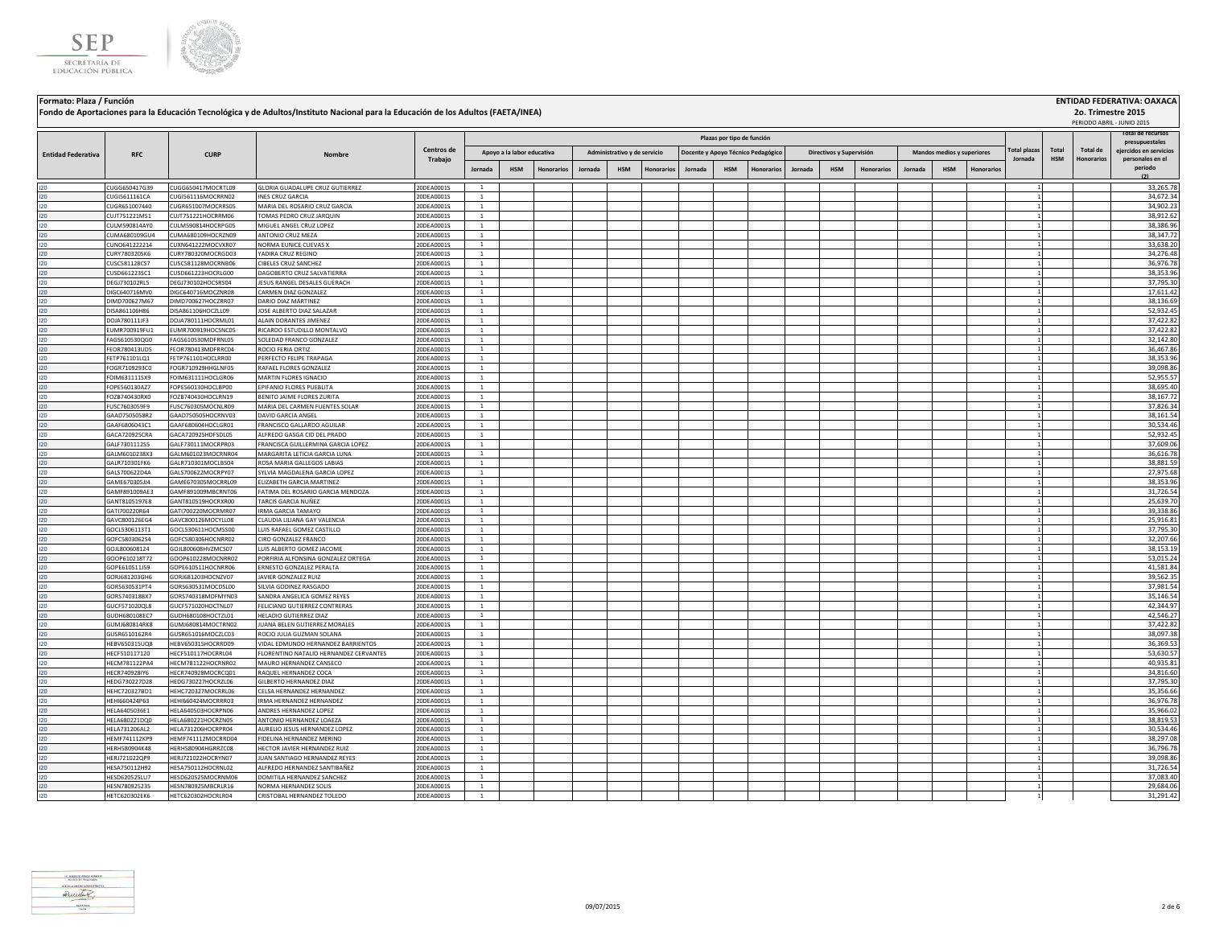**Formato: Plaza / Función**

**Fondo de Aportaciones para la Educación Tecnológica y de Adultos/Instituto Nacional para la Educación de los Adultos (FAETA/INEA)**

**ENTIDAD FEDERATIVA: OAXACA**

**2o. Trimestre 2015**

PERIODO ABRIL - JUNIO 2015

| Entidad Federativa | RFC | CURP | Nombre | Centros de Trabajo | Plazas por tipo de función | | | | | | | | | | | | | | | Total plazas Jornada | Total HSM | Total de Honorarios | Total de recursos presupuestales ejercidos en servicios personales en el periodo (2) |
|---|---|---|---|---|---|---|---|---|---|---|---|---|---|---|---|---|---|---|---|---|---|---|---|
| | | | | | Apoyo a la labor educativa | | | Administrativo y de servicio | | | Docente y Apoyo Técnico Pedagógico | | | Directivos y Supervisión | | | Mandos medios y superiores | | | | | | |
| | | | | | Jornada | HSM | Honorarios | Jornada | HSM | Honorarios | Jornada | HSM | Honorarios | Jornada | HSM | Honorarios | Jornada | HSM | Honorarios | | | | |
| I20 | CUGG650417G39 | CUGG650417MOCRTL09 | GLORIA GUADALUPE CRUZ GUTIERREZ | 20DEA0001S | 1 | | | | | | | | | | | | | | | 1 | | | 33,265.78 |
| I20 | CUGI5611161CA | CUGI561116MOCRRN02 | INES CRUZ GARCIA | 20DEA0001S | 1 | | | | | | | | | | | | | | | 1 | | | 34,672.34 |
| I20 | CUGR651007440 | CUGR651007MOCRRS05 | MARIA DEL ROSARIO CRUZ GARCIA | 20DEA0001S | 1 | | | | | | | | | | | | | | | 1 | | | 34,902.23 |
| I20 | CUJT751221MS1 | CUJT751221HOCRRM06 | TOMAS PEDRO CRUZ JARQUIN | 20DEA0001S | 1 | | | | | | | | | | | | | | | 1 | | | 38,912.62 |
| I20 | CULM590814AY0 | CULM590814HOCRPG05 | MIGUEL ANGEL CRUZ LOPEZ | 20DEA0001S | 1 | | | | | | | | | | | | | | | 1 | | | 38,386.96 |
| I20 | CUMA680109GU4 | CUMA680109HOCRZN09 | ANTONIO CRUZ MEZA | 20DEA0001S | 1 | | | | | | | | | | | | | | | 1 | | | 38,347.72 |
| I20 | CUNO641222214 | CUXN641222MOCVXR07 | NORMA EUNICE CUEVAS X | 20DEA0001S | 1 | | | | | | | | | | | | | | | 1 | | | 33,638.20 |
| I20 | CURY780320SK6 | CURY780320MOCRGD03 | YADIRA CRUZ REGINO | 20DEA0001S | 1 | | | | | | | | | | | | | | | 1 | | | 34,276.48 |
| I20 | CUSC581128CS7 | CUSC581128MOCRNB06 | CIBELES CRUZ SANCHEZ | 20DEA0001S | 1 | | | | | | | | | | | | | | | 1 | | | 36,976.78 |
| I20 | CUSD661223SC1 | CUSD661223HOCRLG00 | DAGOBERTO CRUZ SALVATIERRA | 20DEA0001S | 1 | | | | | | | | | | | | | | | 1 | | | 38,353.96 |
| I20 | DEGJ730102RL5 | DEGJ730102HOCSRS04 | JESUS RANGEL DESALES GUERACH | 20DEA0001S | 1 | | | | | | | | | | | | | | | 1 | | | 37,795.30 |
| I20 | DIGC640716MV0 | DIGC640716MOCZNR08 | CARMEN DIAZ GONZALEZ | 20DEA0001S | 1 | | | | | | | | | | | | | | | 1 | | | 17,611.42 |
| I20 | DIMD700627M67 | DIMD700627HOCZRR07 | DARIO DIAZ MARTINEZ | 20DEA0001S | 1 | | | | | | | | | | | | | | | 1 | | | 38,136.69 |
| I20 | DISA861106H86 | DISA861106HOCZLL09 | JOSE ALBERTO DIAZ SALAZAR | 20DEA0001S | 1 | | | | | | | | | | | | | | | 1 | | | 52,932.45 |
| I20 | DOJA780111JF3 | DOJA780111HOCRML01 | ALAIN DORANTES JIMENEZ | 20DEA0001S | 1 | | | | | | | | | | | | | | | 1 | | | 37,422.82 |
| I20 | EUMR700919FU1 | EUMR700919HOCSNC05 | RICARDO ESTUDILLO MONTALVO | 20DEA0001S | 1 | | | | | | | | | | | | | | | 1 | | | 37,422.82 |
| I20 | FAGS610530QG0 | FAGS610530MDFRNL05 | SOLEDAD FRANCO GONZALEZ | 20DEA0001S | 1 | | | | | | | | | | | | | | | 1 | | | 32,142.80 |
| I20 | FEOR780413UD5 | FEOR780413MDFRRC04 | ROCIO FERIA ORTIZ | 20DEA0001S | 1 | | | | | | | | | | | | | | | 1 | | | 36,467.86 |
| I20 | FETP761101LQ1 | FETP761101HOCLRR00 | PERFECTO FELIPE TRAPAGA | 20DEA0001S | 1 | | | | | | | | | | | | | | | 1 | | | 38,353.96 |
| I20 | FOGR7109293C0 | FOGR710929HHGLNF05 | RAFAEL FLORES GONZALEZ | 20DEA0001S | 1 | | | | | | | | | | | | | | | 1 | | | 39,098.86 |
| I20 | FOIM631111SX9 | FOIM631111HOCLGR06 | MARTIN FLORES IGNACIO | 20DEA0001S | 1 | | | | | | | | | | | | | | | 1 | | | 52,955.57 |
| I20 | FOPE560130AZ7 | FOPE560130HOCLBP00 | EPIFANIO FLORES PUEBLITA | 20DEA0001S | 1 | | | | | | | | | | | | | | | 1 | | | 38,695.40 |
| I20 | FOZB740430RX0 | FOZB740430HOCLRN19 | BENITO JAIME FLORES ZURITA | 20DEA0001S | 1 | | | | | | | | | | | | | | | 1 | | | 38,167.72 |
| I20 | FUSC7603059F9 | FUSC760305MOCNLR09 | MARIA DEL CARMEN FUENTES SOLAR | 20DEA0001S | 1 | | | | | | | | | | | | | | | 1 | | | 37,826.34 |
| I20 | GAAD7505058R2 | GAAD750505HOCRNV03 | DAVID GARCIA ANGEL | 20DEA0001S | 1 | | | | | | | | | | | | | | | 1 | | | 38,161.54 |
| I20 | GAAF6806043C1 | GAAF680604HOCLGR01 | FRANCISCO GALLARDO AGUILAR | 20DEA0001S | 1 | | | | | | | | | | | | | | | 1 | | | 30,534.46 |
| I20 | GACA720925CRA | GACA720925HDFSDL05 | ALFREDO GASGA CID DEL PRADO | 20DEA0001S | 1 | | | | | | | | | | | | | | | 1 | | | 52,932.45 |
| I20 | GALF7301112S5 | GALF730111MOCRPR03 | FRANCISCA GUILLERMINA GARCIA LOPEZ | 20DEA0001S | 1 | | | | | | | | | | | | | | | 1 | | | 37,609.06 |
| I20 | GALM6010238X3 | GALM601023MOCRNR04 | MARGARITA LETICIA GARCIA LUNA | 20DEA0001S | 1 | | | | | | | | | | | | | | | 1 | | | 36,616.78 |
| I20 | GALR710301FK6 | GALR710301MOCLBS04 | ROSA MARIA GALLEGOS LABIAS | 20DEA0001S | 1 | | | | | | | | | | | | | | | 1 | | | 38,881.59 |
| I20 | GALS700622D4A | GALS700622MOCRPY07 | SYLVIA MAGDALENA GARCIA LOPEZ | 20DEA0001S | 1 | | | | | | | | | | | | | | | 1 | | | 27,975.68 |
| I20 | GAME670305JJ4 | GAME670305MOCRRL09 | ELIZABETH GARCIA MARTINEZ | 20DEA0001S | 1 | | | | | | | | | | | | | | | 1 | | | 38,353.96 |
| I20 | GAMF891009AE3 | GAMF891009MBCRNT06 | FATIMA DEL ROSARIO GARCIA MENDOZA | 20DEA0001S | 1 | | | | | | | | | | | | | | | 1 | | | 31,726.54 |
| I20 | GANT8105197E8 | GANT810519HOCRXR00 | TARCIS GARCIA NUÑEZ | 20DEA0001S | 1 | | | | | | | | | | | | | | | 1 | | | 25,639.70 |
| I20 | GATI700220R64 | GATI700220MOCRMR07 | IRMA GARCIA TAMAYO | 20DEA0001S | 1 | | | | | | | | | | | | | | | 1 | | | 39,338.86 |
| I20 | GAVC800126EG4 | GAVC800126MOCYLL08 | CLAUDIA LILIANA GAY VALENCIA | 20DEA0001S | 1 | | | | | | | | | | | | | | | 1 | | | 25,916.81 |
| I20 | GOCL5306113T1 | GOCL530611HOCMSS00 | LUIS RAFAEL GOMEZ CASTILLO | 20DEA0001S | 1 | | | | | | | | | | | | | | | 1 | | | 37,795.30 |
| I20 | GOFC5803062S4 | GOFC580306HOCNRR02 | CIRO GONZALEZ FRANCO | 20DEA0001S | 1 | | | | | | | | | | | | | | | 1 | | | 32,207.66 |
| I20 | GOJL800608124 | GOJL800608HVZMCS07 | LUIS ALBERTO GOMEZ JACOME | 20DEA0001S | 1 | | | | | | | | | | | | | | | 1 | | | 38,153.19 |
| I20 | GOOP610218T72 | GOOP610228MOCNRR02 | PORFIRIA ALFONSINA GONZALEZ ORTEGA | 20DEA0001S | 1 | | | | | | | | | | | | | | | 1 | | | 53,015.24 |
| I20 | GOPE610511J59 | GOPE610511HOCNRR06 | ERNESTO GONZALEZ PERALTA | 20DEA0001S | 1 | | | | | | | | | | | | | | | 1 | | | 41,581.84 |
| I20 | GORJ681203GH6 | GORJ681203HOCNZV07 | JAVIER GONZALEZ RUIZ | 20DEA0001S | 1 | | | | | | | | | | | | | | | 1 | | | 39,562.35 |
| I20 | GORS630531PT4 | GORS630531MOCDSL00 | SILVIA GODINEZ RASGADO | 20DEA0001S | 1 | | | | | | | | | | | | | | | 1 | | | 37,981.54 |
| I20 | GORS740318BX7 | GORS740318MDFMYN03 | SANDRA ANGELICA GOMEZ REYES | 20DEA0001S | 1 | | | | | | | | | | | | | | | 1 | | | 35,146.54 |
| I20 | GUCF571020QL8 | GUCF571020HOCTNL07 | FELICIANO GUTIERREZ CONTRERAS | 20DEA0001S | 1 | | | | | | | | | | | | | | | 1 | | | 42,344.97 |
| I20 | GUDH680108EC7 | GUDH680108HOCTZL01 | HELADIO GUTIERREZ DIAZ | 20DEA0001S | 1 | | | | | | | | | | | | | | | 1 | | | 42,546.27 |
| I20 | GUMJ680814RK8 | GUMJ680814MOCTRN02 | JUANA BELEN GUTIERREZ MORALES | 20DEA0001S | 1 | | | | | | | | | | | | | | | 1 | | | 37,422.82 |
| I20 | GUSR6510162R4 | GUSR651016MOCZLC03 | ROCIO JULIA GUZMAN SOLANA | 20DEA0001S | 1 | | | | | | | | | | | | | | | 1 | | | 38,097.38 |
| I20 | HEBV650315UQ8 | HEBV650315HOCRRD09 | VIDAL EDMUNDO HERNANDEZ BARRIENTOS | 20DEA0001S | 1 | | | | | | | | | | | | | | | 1 | | | 36,369.53 |
| I20 | HECF510117120 | HECF510117HOCRRL04 | FLORENTINO NATALIO HERNANDEZ CERVANTES | 20DEA0001S | 1 | | | | | | | | | | | | | | | 1 | | | 53,630.57 |
| I20 | HECM781122PA4 | HECM781122HOCRNR02 | MAURO HERNANDEZ CANSECO | 20DEA0001S | 1 | | | | | | | | | | | | | | | 1 | | | 40,935.81 |
| I20 | HECR740928IY6 | HECR740928MOCRCQ01 | RAQUEL HERNANDEZ COCA | 20DEA0001S | 1 | | | | | | | | | | | | | | | 1 | | | 34,816.60 |
| I20 | HEDG730227D28 | HEDG730227HOCRZL06 | GILBERTO HERNANDEZ DIAZ | 20DEA0001S | 1 | | | | | | | | | | | | | | | 1 | | | 37,795.30 |
| I20 | HEHC720327BD1 | HEHC720327MOCRRL06 | CELSA HERNANDEZ HERNANDEZ | 20DEA0001S | 1 | | | | | | | | | | | | | | | 1 | | | 35,356.66 |
| I20 | HEHI660424P63 | HEHI660424MOCRRR03 | IRMA HERNANDEZ HERNANDEZ | 20DEA0001S | 1 | | | | | | | | | | | | | | | 1 | | | 36,976.78 |
| I20 | HELA6405036E1 | HELA640503HOCRPN06 | ANDRES HERNANDEZ LOPEZ | 20DEA0001S | 1 | | | | | | | | | | | | | | | 1 | | | 35,966.02 |
| I20 | HELA680221DQ0 | HELA680221HOCRZN05 | ANTONIO HERNANDEZ LOAEZA | 20DEA0001S | 1 | | | | | | | | | | | | | | | 1 | | | 38,819.53 |
| I20 | HELA731206AL2 | HELA731206HOCRPR04 | AURELIO JESUS HERNANDEZ LOPEZ | 20DEA0001S | 1 | | | | | | | | | | | | | | | 1 | | | 30,534.46 |
| I20 | HEMF741112KP9 | HEMF741112MOCRRD04 | FIDELINA HERNANDEZ MERINO | 20DEA0001S | 1 | | | | | | | | | | | | | | | 1 | | | 38,297.08 |
| I20 | HERH580904K48 | HERH580904HGRRZC08 | HECTOR JAVIER HERNANDEZ RUIZ | 20DEA0001S | 1 | | | | | | | | | | | | | | | 1 | | | 36,796.78 |
| I20 | HERJ721022QP9 | HERJ721022HOCRYN07 | JUAN SANTIAGO HERNANDEZ REYES | 20DEA0001S | 1 | | | | | | | | | | | | | | | 1 | | | 39,098.86 |
| I20 | HESA750112H92 | HESA750112HOCRNL02 | ALFREDO HERNANDEZ SANTIBAÑEZ | 20DEA0001S | 1 | | | | | | | | | | | | | | | 1 | | | 31,726.54 |
| I20 | HESD620525LU7 | HESD620525MOCRNM06 | DOMITILA HERNANDEZ SANCHEZ | 20DEA0001S | 1 | | | | | | | | | | | | | | | 1 | | | 37,083.40 |
| I20 | HESN780925235 | HESN780925MBCRLR16 | NORMA HERNANDEZ SOLIS | 20DEA0001S | 1 | | | | | | | | | | | | | | | 1 | | | 29,684.06 |
| I20 | HETC620302EK6 | HETC620302HOCRLR04 | CRISTOBAL HERNANDEZ TOLEDO | 20DEA0001S | 1 | | | | | | | | | | | | | | | 1 | | | 31,291.42 |

09/07/2015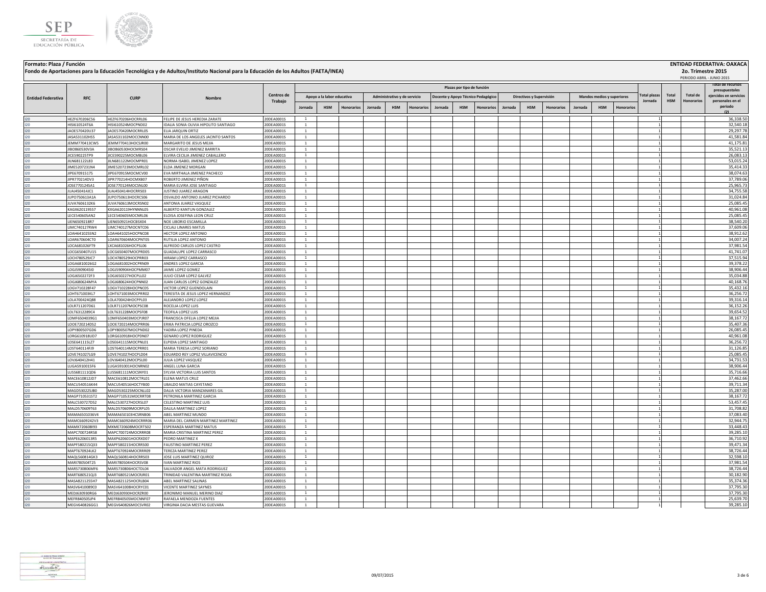**Formato: Plaza / Función**

**Fondo de Aportaciones para la Educación Tecnológica y de Adultos/Instituto Nacional para la Educación de los Adultos (FAETA/INEA)**

**ENTIDAD FEDERATIVA: OAXACA**

**2o. Trimestre 2015**

PERIODO ABRIL - JUNIO 2015

| Entidad Federativa | RFC | CURP | Nombre | Centros de Trabajo | Plazas por tipo de función | | | | | | | | | | | | | | | Total plazas Jornada | Total HSM | Total de Honorarios | Total de recursos presupuestales ejercidos en servicios personales en el periodo (2) |
|---|---|---|---|---|---|---|---|---|---|---|---|---|---|---|---|---|---|---|---|---|---|---|---|
| | | | | | Apoyo a la labor educativa | | | Administrativo y de servicio | | | Docente y Apoyo Técnico Pedagógico | | | Directivos y Supervisión | | | Mandos medios y superiores | | | | | | |
| | | | | | Jornada | HSM | Honorarios | Jornada | HSM | Honorarios | Jornada | HSM | Honorarios | Jornada | HSM | Honorarios | Jornada | HSM | Honorarios | | | | |
| I20 | HEZF670206CS6 | HEZF670206HOCRRL06 | FELIPE DE JESUS HEREDIA ZARATE | 20DEA0001S | 1 | | | | | | | | | | | | | | | 1 | | | 36,338.50 |
| I20 | HISI610524T6A | HISI610524MOCPND02 | IDALIA SONIA OLIVIA HIPOLITO SANTIAGO | 20DEA0001S | 1 | | | | | | | | | | | | | | | 1 | | | 32,540.18 |
| I20 | JAOE570420U37 | JAOE570420MOCRRL05 | ELIA JARQUIN ORTIZ | 20DEA0001S | 1 | | | | | | | | | | | | | | | 1 | | | 29,297.78 |
| I20 | JASA531102HS5 | JASA531102MOCCNN00 | MARIA DE LOS ANGELES JACINTO SANTOS | 20DEA0001S | 1 | | | | | | | | | | | | | | | 1 | | | 41,581.84 |
| I20 | JEMM770413CW5 | JEMM770413HOCSJR00 | MARGARITO DE JESUS MEJIA | 20DEA0001S | 1 | | | | | | | | | | | | | | | 1 | | | 41,175.81 |
| I20 | JIBO860530V3A | JIBO860530HOCMRS04 | OSCAR EVELIO JIMENEZ BARRITA | 20DEA0001S | 1 | | | | | | | | | | | | | | | 1 | | | 35,521.13 |
| I20 | JICE590225TP9 | JICE590225MOCMBL06 | ELVIRA CECILIA JIMENEZ CABALLERO | 20DEA0001S | 1 | | | | | | | | | | | | | | | 1 | | | 26,083.13 |
| I20 | JILN681122L83 | JILN681122MOCMPR01 | NORMA ISABEL JIMENEZ LOPEZ | 20DEA0001S | 1 | | | | | | | | | | | | | | | 1 | | | 53,015.24 |
| I20 | JIME5207231N4 | JIME520723MOCMRL02 | ELDA JIMENEZ MORGAN | 20DEA0001S | 1 | | | | | | | | | | | | | | | 1 | | | 35,414.33 |
| I20 | JIPE670915175 | JIPE670915MOCMCV00 | EVA MIRTHALA JIMENEZ PACHECO | 20DEA0001S | 1 | | | | | | | | | | | | | | | 1 | | | 38,074.63 |
| I20 | JIPR770214DV3 | JIPR770214HOCMXB07 | ROBERTO JIMENEZ PIÑON | 20DEA0001S | 1 | | | | | | | | | | | | | | | 1 | | | 37,789.06 |
| I20 | JOSE770124SA1 | JOSE770124MOCSNL00 | MARIA ELVIRA JOSE SANTIAGO | 20DEA0001S | 1 | | | | | | | | | | | | | | | 1 | | | 25,965.73 |
| I20 | JUAJ450414JC1 | JUAJ450414HOCRRS03 | JUSTINO JUAREZ ARAGON | 20DEA0001S | 1 | | | | | | | | | | | | | | | 1 | | | 34,755.58 |
| I20 | JUPO750613A1A | JUPO750613HOCRCS06 | OSVALDO ANTONIO JUAREZ PICHARDO | 20DEA0001S | 1 | | | | | | | | | | | | | | | 1 | | | 31,024.84 |
| I20 | JUVA7606132K6 | JUVA760613MOCRSN02 | ANTONIA JUAREZ VASQUEZ | 20DEA0001S | 1 | | | | | | | | | | | | | | | 1 | | | 25,085.45 |
| I20 | KAGX620119557 | KXGA620119HYNNNL05 | ALBERTO KANTUN GONZALEZ | 20DEA0001S | 1 | | | | | | | | | | | | | | | 1 | | | 40,961.08 |
| I20 | LECE540605AN2 | LECE540605MOCNRL06 | ELOISA JOSEFINA LEON CRUZ | 20DEA0001S | 1 | | | | | | | | | | | | | | | 1 | | | 25,085.45 |
| I20 | LIEN6509218R7 | LIEN650921HOCBSX04 | NOE LIBORIO ESCAMILLA | 20DEA0001S | 1 | | | | | | | | | | | | | | | 1 | | | 38,540.20 |
| I20 | LIMC740127RW4 | LIMC740127MOCNTC06 | CICLALI LINARES MATUS | 20DEA0001S | 1 | | | | | | | | | | | | | | | 1 | | | 37,609.06 |
| I20 | LOAH641025SN2 | LOAH641025HOCPNC08 | HECTOR LOPEZ ANTONIO | 20DEA0001S | 1 | | | | | | | | | | | | | | | 1 | | | 38,912.62 |
| I20 | LOAR670604CT0 | LOAR670604MOCPNT05 | RUTILIA LOPEZ ANTONIO | 20DEA0001S | 1 | | | | | | | | | | | | | | | 1 | | | 34,007.24 |
| I20 | LOCA681026FT9 | LXCA681026HOCPSL06 | ALFREDO CARLOS LOPEZ CASTRO | 20DEA0001S | 1 | | | | | | | | | | | | | | | 1 | | | 37,981.54 |
| I20 | LOCG650407U15 | LOCG650407MOCPRD05 | GUADALUPE LOPEZ CARRASCO | 20DEA0001S | 1 | | | | | | | | | | | | | | | 1 | | | 41,741.07 |
| I20 | LOCH780529JC7 | LOCH780529HOCPRR03 | HIRAM LOPEZ CARRASCO | 20DEA0001S | 1 | | | | | | | | | | | | | | | 1 | | | 37,515.94 |
| I20 | LOGA6810026G2 | LOGA681002HOCPRN09 | ANDRES LOPEZ GARCIA | 20DEA0001S | 1 | | | | | | | | | | | | | | | 1 | | | 39,378.22 |
| I20 | LOGJ5909045I0 | LOGJ590904HOCPMM07 | JAIME LOPEZ GOMEZ | 20DEA0001S | 1 | | | | | | | | | | | | | | | 1 | | | 38,906.44 |
| I20 | LOGJ6502272F3 | LOGJ650227HOCPLL02 | JULIO CESAR LOPEZ GALVEZ | 20DEA0001S | 1 | | | | | | | | | | | | | | | 1 | | | 35,034.88 |
| I20 | LOGJ680624MYA | LOGJ680624HOCPNN02 | JUAN CARLOS LOPEZ GONZALEZ | 20DEA0001S | 1 | | | | | | | | | | | | | | | 1 | | | 40,168.76 |
| I20 | LOGV710228F47 | LOGV710228HOCPNC05 | VICTOR LOPEZ GUENDOLAIN | 20DEA0001S | 1 | | | | | | | | | | | | | | | 1 | | | 35,432.16 |
| I20 | LOHT671003KL7 | LOHT671003MOCPRR02 | TERESITA DE JESUS LOPEZ HERNANDEZ | 20DEA0001S | 1 | | | | | | | | | | | | | | | 1 | | | 36,256.72 |
| I20 | LOLA700424Q88 | LOLA700424HOCPPL03 | ALEJANDRO LOPEZ LOPEZ | 20DEA0001S | 1 | | | | | | | | | | | | | | | 1 | | | 39,316.14 |
| I20 | LOLR711207D61 | LOLR711207MOCPSC08 | ROCELIA LOPEZ LUIS | 20DEA0001S | 1 | | | | | | | | | | | | | | | 1 | | | 36,152.26 |
| I20 | LOLT6312289C4 | LOLT631228MOCPSF08 | TEOFILA LOPEZ LUIS | 20DEA0001S | 1 | | | | | | | | | | | | | | | 1 | | | 39,654.52 |
| I20 | LOMF6504039G1 | LOMF650403MOCPJR07 | FRANCISCA OFELIA LOPEZ MEJIA | 20DEA0001S | 1 | | | | | | | | | | | | | | | 1 | | | 38,167.72 |
| I20 | LOOE720214DS2 | LOOE720214MOCPRR06 | ERIKA PATRICIA LOPEZ OROZCO | 20DEA0001S | 1 | | | | | | | | | | | | | | | 1 | | | 35,407.36 |
| I20 | LOPY800507GD6 | LOPY800507MOCPND02 | YADIRA LOPEZ PINEDA | 20DEA0001S | 1 | | | | | | | | | | | | | | | 1 | | | 26,085.45 |
| I20 | LORG610918UD7 | LORG610918HOCPDN07 | GENARO LOPEZ RODRIGUEZ | 20DEA0001S | 1 | | | | | | | | | | | | | | | 1 | | | 40,961.08 |
| I20 | LOSE641115LZ7 | LOSE641115MOCPNL01 | ELPIDIA LOPEZ SANTIAGO | 20DEA0001S | 1 | | | | | | | | | | | | | | | 1 | | | 36,256.72 |
| I20 | LOST640114FJ9 | LOST640114MOCPRR01 | MARIA TERESA LOPEZ SORIANO | 20DEA0001S | 1 | | | | | | | | | | | | | | | 1 | | | 31,126.85 |
| I20 | LOVE741027LG9 | LOVE741027HOCPLD04 | EDUARDO REY LOPEZ VILLAVICENCIO | 20DEA0001S | 1 | | | | | | | | | | | | | | | 1 | | | 25,085.45 |
| I20 | LOVJ640412H41 | LOVJ640412MOCPSL00 | JULIA LOPEZ VASQUEZ | 20DEA0001S | 1 | | | | | | | | | | | | | | | 1 | | | 34,731.53 |
| I20 | LUGA5910015F6 | LUGA591001HOCNRN02 | ANGEL LUNA GARCIA | 20DEA0001S | 1 | | | | | | | | | | | | | | | 1 | | | 38,906.44 |
| I20 | LUSS681111QD6 | LUSS681111MOCSNY01 | SYLVIA VICTORIA LUIS SANTOS | 20DEA0001S | 1 | | | | | | | | | | | | | | | 1 | | | 35,716.66 |
| I20 | MACE610812JD7 | MACE610812MOCTRL01 | ELENA MATUS CRUZ | 20DEA0001S | 1 | | | | | | | | | | | | | | | 1 | | | 37,462.66 |
| I20 | MACU540516K44 | MACU540516HOCTYB00 | UBALDO MATIAS CAYETANO | 20DEA0001S | 1 | | | | | | | | | | | | | | | 1 | | | 39,711.34 |
| I20 | MAGD530225JB0 | MAGD530225MOCNLL02 | DALIA VICTORIA MANZANARES GIL | 20DEA0001S | 1 | | | | | | | | | | | | | | | 1 | | | 35,287.00 |
| I20 | MAGP710531ST2 | MAGP710531MOCRRT08 | PETRONILA MARTINEZ GARCIA | 20DEA0001S | 1 | | | | | | | | | | | | | | | 1 | | | 38,167.72 |
| I20 | MALC530727D52 | MALC530727HOCRSL07 | CELESTINO MARTINEZ LUIS | 20DEA0001S | 1 | | | | | | | | | | | | | | | 1 | | | 53,457.45 |
| I20 | MALD570609T63 | MALD570609MOCRPL05 | DALILA MARTINEZ LOPEZ | 20DEA0001S | 1 | | | | | | | | | | | | | | | 1 | | | 31,708.82 |
| I20 | MAMA6501036V4 | MAMA650103HCSRNB06 | ABEL MARTINEZ MUNDO | 20DEA0001S | 1 | | | | | | | | | | | | | | | 1 | | | 37,083.40 |
| I20 | MAMC660924ZV3 | MAMC660924MOCRRR06 | MARIA DEL CARMEN MARTINEZ MARTINEZ | 20DEA0001S | 1 | | | | | | | | | | | | | | | 1 | | | 32,944.75 |
| I20 | MAMX720608I93 | MXME720608MOCRTS02 | ESPERANZA MARTINEZ MATUS | 20DEA0001S | 1 | | | | | | | | | | | | | | | 1 | | | 33,448.43 |
| I20 | MAPC700724R58 | MAPC700724MOCRRR08 | MARIA CRISTINA MARTINEZ PEREZ | 20DEA0001S | 1 | | | | | | | | | | | | | | | 1 | | | 39,285.10 |
| I20 | MAPE620601 3R5 | MAXP620601HOCRXD07 | PEDRO MARTINEZ X | 20DEA0001S | 1 | | | | | | | | | | | | | | | 1 | | | 36,710.92 |
| I20 | MAPF580215Q33 | MAPF580215HOCRRS00 | FAUSTINO MARTINEZ PEREZ | 20DEA0001S | 1 | | | | | | | | | | | | | | | 1 | | | 39,471.34 |
| I20 | MAPT670924LK2 | MAPT670924MOCRRR09 | TEREZA MARTINEZ PEREZ | 20DEA0001S | 1 | | | | | | | | | | | | | | | 1 | | | 38,726.44 |
| I20 | MAQL560814GK3 | MAQL560814HOCRRS03 | JOSE LUIS MARTINEZ QUIROZ | 20DEA0001S | 1 | | | | | | | | | | | | | | | 1 | | | 32,598.10 |
| I20 | MARI780504T25 | MARI780504HOCRSV08 | IVAN MARTINEZ RIOS | 20DEA0001S | 1 | | | | | | | | | | | | | | | 1 | | | 37,981.54 |
| I20 | MARS730806MF6 | MARS730806HOCTDL04 | SALVADOR ANGEL MATA RODRIGUEZ | 20DEA0001S | 1 | | | | | | | | | | | | | | | 1 | | | 38,726.44 |
| I20 | MART680521QJ3 | MART680521MOCRJR01 | TRINIDAD VALENTINA MARTINEZ ROJAS | 20DEA0001S | 1 | | | | | | | | | | | | | | | 1 | | | 30,182.90 |
| I20 | MASA821125SH7 | MASA821125HOCRLB04 | ABEL MARTINEZ SALINAS | 20DEA0001S | 1 | | | | | | | | | | | | | | | 1 | | | 35,374.36 |
| I20 | MASV6410089C0 | MASV641008HOCRYC01 | VICENTE MARTINEZ SAYNES | 20DEA0001S | 1 | | | | | | | | | | | | | | | 1 | | | 37,795.30 |
| I20 | MEDJ630930RG6 | MEDJ630930HOCRZR00 | JERONIMO MANUEL MERINO DIAZ | 20DEA0001S | 1 | | | | | | | | | | | | | | | 1 | | | 37,795.30 |
| I20 | MEFR840505JP4 | MEFR840505MOCNNF07 | RAFAELA MENDOZA FUENTES | 20DEA0001S | 1 | | | | | | | | | | | | | | | 1 | | | 25,639.70 |
| I20 | MEGV640826GG1 | MEGV640826MOCSVR02 | VIRGINIA DACIA MESTAS GUEVARA | 20DEA0001S | 1 | | | | | | | | | | | | | | | 1 | | | 39,285.10 |

09/07/2015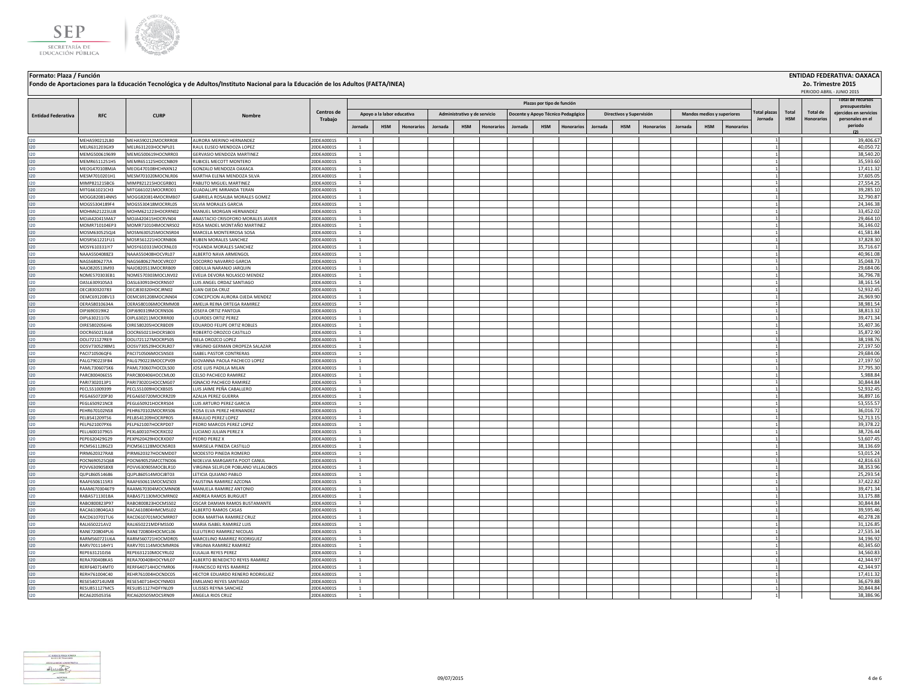**Formato: Plaza / Función**

**Fondo de Aportaciones para la Educación Tecnológica y de Adultos/Instituto Nacional para la Educación de los Adultos (FAETA/INEA)**

**ENTIDAD FEDERATIVA: OAXACA**

**2o. Trimestre 2015**

PERIODO ABRIL - JUNIO 2015

| Entidad Federativa | RFC | CURP | Nombre | Centros de Trabajo | Plazas por tipo de función | | | | | | | | | | | | | | | Total plazas Jornada | Total HSM | Total de Honorarios | Total de recursos presupuestales ejercidos en servicios personales en el periodo (2) |
|---|---|---|---|---|---|---|---|---|---|---|---|---|---|---|---|---|---|---|---|---|---|---|---|
| | | | | | Apoyo a la labor educativa | | | Administrativo y de servicio | | | Docente y Apoyo Técnico Pedagógico | | | Directivos y Supervisión | | | Mandos medios y superiores | | | | | | |
| | | | | | Jornada | HSM | Honorarios | Jornada | HSM | Honorarios | Jornada | HSM | Honorarios | Jornada | HSM | Honorarios | Jornada | HSM | Honorarios | | | | |
| I20 | MEHA590212LB0 | MEHA590212MOCRRR08 | AURORA MERINO HERNANDEZ | 20DEA0001S | 1 | | | | | | | | | | | | | | | 1 | | | 39,406.67 |
| I20 | MELR631203GX9 | MELR631203HOCNPL01 | RAUL ELISEO MENDOZA LOPEZ | 20DEA0001S | 1 | | | | | | | | | | | | | | | 1 | | | 40,050.72 |
| I20 | MEMG500619699 | MEMG500619HOCNRR03 | GERVASIO MENDOZA MARTINEZ | 20DEA0001S | 1 | | | | | | | | | | | | | | | 1 | | | 38,540.20 |
| I20 | MEMR6511251H5 | MEMR651125HOCCNB09 | RUBICEL MECOTT MONTERO | 20DEA0001S | 1 | | | | | | | | | | | | | | | 1 | | | 35,593.60 |
| I20 | MEOG470108MJA | MEOG470108HCHNXN12 | GONZALO MENDOZA OAXACA | 20DEA0001S | 1 | | | | | | | | | | | | | | | 1 | | | 17,411.32 |
| I20 | MESM7010201H1 | MESM701020MOCNLR06 | MARTHA ELENA MENDOZA SILVA | 20DEA0001S | 1 | | | | | | | | | | | | | | | 1 | | | 37,605.05 |
| I20 | MIMP821215BC6 | MIMP821215HOCGRB01 | PABLITO MIGUEL MARTINEZ | 20DEA0001S | 1 | | | | | | | | | | | | | | | 1 | | | 27,554.25 |
| I20 | MITG661021CH3 | MITG661021MOCRRD01 | GUADALUPE MIRANDA TERAN | 20DEA0001S | 1 | | | | | | | | | | | | | | | 1 | | | 39,285.10 |
| I20 | MOGG820814NN5 | MOGG820814MOCRMB07 | GABRIELA ROSALBA MORALES GOMEZ | 20DEA0001S | 1 | | | | | | | | | | | | | | | 1 | | | 32,790.87 |
| I20 | MOGS5304189F4 | MOGS530418MOCRRL05 | SILVIA MORALES GARCIA | 20DEA0001S | 1 | | | | | | | | | | | | | | | 1 | | | 24,346.38 |
| I20 | MOHM621223UJ8 | MOHM621223HOCRRN02 | MANUEL MORGAN HERNANDEZ | 20DEA0001S | 1 | | | | | | | | | | | | | | | 1 | | | 33,452.02 |
| I20 | MOJA420415MA7 | MOJA420415HOCRVN04 | ANASTACIO CRISOFORO MORALES JAVIER | 20DEA0001S | 1 | | | | | | | | | | | | | | | 1 | | | 29,464.10 |
| I20 | MOMR710104EP3 | MOMR710104MOCNRS02 | ROSA MADEL MONTAÑO MARTINEZ | 20DEA0001S | 1 | | | | | | | | | | | | | | | 1 | | | 36,146.02 |
| I20 | MOSM630525QJ4 | MOSM630525MOCNSR04 | MARCELA MONTERROSA SOSA | 20DEA0001S | 1 | | | | | | | | | | | | | | | 1 | | | 41,581.84 |
| I20 | MOSR561221FU1 | MOSR561221HOCRNB06 | RUBEN MORALES SANCHEZ | 20DEA0001S | 1 | | | | | | | | | | | | | | | 1 | | | 37,828.30 |
| I20 | MOSY610331IY7 | MOSY610331MOCRNL03 | YOLANDA MORALES SANCHEZ | 20DEA0001S | 1 | | | | | | | | | | | | | | | 1 | | | 35,716.67 |
| I20 | NAAA550408BZ3 | NAAA550408HOCVRL07 | ALBERTO NAVA ARMENGOL | 20DEA0001S | 1 | | | | | | | | | | | | | | | 1 | | | 40,961.08 |
| I20 | NAGS6806277IA | NAGS680627MOCVRC07 | SOCORRO NAVARRO GARCIA | 20DEA0001S | 1 | | | | | | | | | | | | | | | 1 | | | 35,048.73 |
| I20 | NAJO820513M93 | NAJO820513MOCRRB09 | OBDULIA NARANJO JARQUIN | 20DEA0001S | 1 | | | | | | | | | | | | | | | 1 | | | 29,684.06 |
| I20 | NOME570303EB1 | NOME570303MOCLNV02 | EVELIA DEVORA NOLASCO MENDEZ | 20DEA0001S | 1 | | | | | | | | | | | | | | | 1 | | | 36,796.78 |
| I20 | OASL630910SA3 | OASL630910HOCRNS07 | LUIS ANGEL ORDAZ SANTIAGO | 20DEA0001S | 1 | | | | | | | | | | | | | | | 1 | | | 38,161.54 |
| I20 | OECJ830320783 | OECJ830320HOCJRN02 | JUAN OJEDA CRUZ | 20DEA0001S | 1 | | | | | | | | | | | | | | | 1 | | | 52,932.45 |
| I20 | OEMC691208V13 | OEMC691208MOCJNN04 | CONCEPCION AURORA OJEDA MENDEZ | 20DEA0001S | 1 | | | | | | | | | | | | | | | 1 | | | 26,969.90 |
| I20 | OERA58010634A | OERA580106MOCRMM08 | AMELIA REINA ORTEGA RAMIREZ | 20DEA0001S | 1 | | | | | | | | | | | | | | | 1 | | | 38,981.54 |
| I20 | OIPJ690319IK2 | OIPJ690319MOCRNS06 | JOSEFA ORTIZ PANTOJA | 20DEA0001S | 1 | | | | | | | | | | | | | | | 1 | | | 38,813.32 |
| I20 | OIPL630211I76 | OIPL630211MOCRRR00 | LOURDES ORTIZ PEREZ | 20DEA0001S | 1 | | | | | | | | | | | | | | | 1 | | | 39,471.34 |
| I20 | OIRE5802056H6 | OIRE580205HOCRBD09 | EDUARDO FELIPE ORTIZ ROBLES | 20DEA0001S | 1 | | | | | | | | | | | | | | | 1 | | | 35,407.36 |
| I20 | OOCR650213L68 | OOCR650213HOCRSB03 | ROBERTO OROZCO CASTILLO | 20DEA0001S | 1 | | | | | | | | | | | | | | | 1 | | | 35,872.90 |
| I20 | OOLI721127RE9 | OOLI721127MOCRPS05 | ISELA OROZCO LOPEZ | 20DEA0001S | 1 | | | | | | | | | | | | | | | 1 | | | 38,198.76 |
| I20 | OOSV7305298M1 | OOSV730529HOCRLR07 | VIRGINIO GERMAN OROPEZA SALAZAR | 20DEA0001S | 1 | | | | | | | | | | | | | | | 1 | | | 27,197.50 |
| I20 | PACI710506QF6 | PACI710506MOCSNS03 | ISABEL PASTOR CONTRERAS | 20DEA0001S | 1 | | | | | | | | | | | | | | | 1 | | | 29,684.06 |
| I20 | PALG790223FB4 | PALG790223MOCCPV09 | GIOVANNA PAOLA PACHECO LOPEZ | 20DEA0001S | 1 | | | | | | | | | | | | | | | 1 | | | 27,197.50 |
| I20 | PAML7306075K6 | PAML730607HOCDLS00 | JOSE LUIS PADILLA MILAN | 20DEA0001S | 1 | | | | | | | | | | | | | | | 1 | | | 37,795.30 |
| I20 | PARC800406ES5 | PARC800406HOCCML00 | CELSO PACHECO RAMIREZ | 20DEA0001S | 1 | | | | | | | | | | | | | | | 1 | | | 5,988.84 |
| I20 | PARI7302013P1 | PARI730201HOCCMG07 | IGNACIO PACHECO RAMIREZ | 20DEA0001S | 1 | | | | | | | | | | | | | | | 1 | | | 30,844.84 |
| I20 | PECL551009399 | PECL551009HOCXBS05 | LUIS JAIME PEÑA CABALLERO | 20DEA0001S | 1 | | | | | | | | | | | | | | | 1 | | | 52,932.45 |
| I20 | PEGA650720P30 | PEGA650720MOCRRZ09 | AZALIA PEREZ GUERRA | 20DEA0001S | 1 | | | | | | | | | | | | | | | 1 | | | 36,897.16 |
| I20 | PEGL650921NC8 | PEGL650921HOCRRS04 | LUIS ARTURO PEREZ GARCIA | 20DEA0001S | 1 | | | | | | | | | | | | | | | 1 | | | 53,555.57 |
| I20 | PEHR670102NS8 | PEHR670102MOCRRS06 | ROSA ELVA PEREZ HERNANDEZ | 20DEA0001S | 1 | | | | | | | | | | | | | | | 1 | | | 36,016.72 |
| I20 | PELB541209TS6 | PELB541209HOCRPR05 | BRAULIO PEREZ LOPEZ | 20DEA0001S | 1 | | | | | | | | | | | | | | | 1 | | | 52,713.15 |
| I20 | PELP621007PX6 | PELP621007HOCRPD07 | PEDRO MARCOS PEREZ LOPEZ | 20DEA0001S | 1 | | | | | | | | | | | | | | | 1 | | | 39,378.22 |
| I20 | PELU6001079G5 | PEXL600107HOCRXC02 | LUCIANO JULIAN PEREZ X | 20DEA0001S | 1 | | | | | | | | | | | | | | | 1 | | | 38,726.44 |
| I20 | PEPE620429G29 | PEXP620429HOCRXD07 | PEDRO PEREZ X | 20DEA0001S | 1 | | | | | | | | | | | | | | | 1 | | | 53,607.45 |
| I20 | PICM561128GZ3 | PICM561128MOCNSR03 | MARISELA PINEDA CASTILLO | 20DEA0001S | 1 | | | | | | | | | | | | | | | 1 | | | 38,136.69 |
| I20 | PIRM620327RA8 | PIRM620327HOCNMD07 | MODESTO PINEDA ROMERO | 20DEA0001S | 1 | | | | | | | | | | | | | | | 1 | | | 53,015.24 |
| I20 | POCN690525Q68 | POCN690525MCCTND06 | NIDELVIA MARGARITA POOT CANUL | 20DEA0001S | 1 | | | | | | | | | | | | | | | 1 | | | 42,816.63 |
| I20 | POVV6309058X8 | POVV630905MOCBLR10 | VIRGINIA SELIFLOR POBLANO VILLALOBOS | 20DEA0001S | 1 | | | | | | | | | | | | | | | 1 | | | 38,353.96 |
| I20 | QUPL860514686 | QUPL860514MOCJBT03 | LETICIA QUIJANO PABLO | 20DEA0001S | 1 | | | | | | | | | | | | | | | 1 | | | 25,293.54 |
| I20 | RAAF6506115R3 | RAAF650611MOCMZS03 | FAUSTINA RAMIREZ AZCONA | 20DEA0001S | 1 | | | | | | | | | | | | | | | 1 | | | 37,422.82 |
| I20 | RAAM6703046T9 | RAAM670304MOCMNN08 | MANUELA RAMIREZ ANTONIO | 20DEA0001S | 1 | | | | | | | | | | | | | | | 1 | | | 39,471.34 |
| I20 | RABA571130I8A | RABA571130MOCMRN02 | ANDREA RAMOS BURGUET | 20DEA0001S | 1 | | | | | | | | | | | | | | | 1 | | | 33,175.88 |
| I20 | RABO800823P97 | RABO800823HOCMSS02 | OSCAR DAMIAN RAMOS BUSTAMANTE | 20DEA0001S | 1 | | | | | | | | | | | | | | | 1 | | | 30,844.84 |
| I20 | RACA610804GA3 | RACA610804HMCMSL02 | ALBERTO RAMOS CASAS | 20DEA0001S | 1 | | | | | | | | | | | | | | | 1 | | | 39,595.46 |
| I20 | RACD610701TU6 | RACD610701MOCMRR07 | DORA MARTHA RAMIREZ CRUZ | 20DEA0001S | 1 | | | | | | | | | | | | | | | 1 | | | 40,278.28 |
| I20 | RALI650221AV2 | RALI650221MDFMSS00 | MARIA ISABEL RAMIREZ LUIS | 20DEA0001S | 1 | | | | | | | | | | | | | | | 1 | | | 31,126.85 |
| I20 | RANE720804PU6 | RANE720804HOCMCL06 | ELEUTERIO RAMIREZ NICOLAS | 20DEA0001S | 1 | | | | | | | | | | | | | | | 1 | | | 27,535.34 |
| I20 | RARM560721U6A | RARM560721HOCMDR05 | MARCELINO RAMIREZ RODRIGUEZ | 20DEA0001S | 1 | | | | | | | | | | | | | | | 1 | | | 34,196.92 |
| I20 | RARV701114HY1 | RARV701114MOCMMR06 | VIRGINIA RAMIREZ RAMIREZ | 20DEA0001S | 1 | | | | | | | | | | | | | | | 1 | | | 40,345.60 |
| I20 | REPE631210J56 | REPE631210MOCYRL02 | EULALIA REYES PEREZ | 20DEA0001S | 1 | | | | | | | | | | | | | | | 1 | | | 34,560.83 |
| I20 | RERA700408KA5 | RERA700408HOCYML07 | ALBERTO BENEDICTO REYES RAMIREZ | 20DEA0001S | 1 | | | | | | | | | | | | | | | 1 | | | 42,344.97 |
| I20 | RERF640714MT0 | RERF640714HOCYMR06 | FRANCISCO REYES RAMIREZ | 20DEA0001S | 1 | | | | | | | | | | | | | | | 1 | | | 42,344.97 |
| I20 | RERH761004C40 | RERH761004HOCNDC05 | HECTOR EDUARDO RENERO RODRIGUEZ | 20DEA0001S | 1 | | | | | | | | | | | | | | | 1 | | | 17,411.32 |
| I20 | RESE540714UM8 | RESE540714HOCYNM03 | EMILIANO REYES SANTIAGO | 20DEA0001S | 1 | | | | | | | | | | | | | | | 1 | | | 36,679.88 |
| I20 | RESU851127MC5 | RESU851127HDFYNL09 | ULISSES REYNA SANCHEZ | 20DEA0001S | 1 | | | | | | | | | | | | | | | 1 | | | 30,844.84 |
| I20 | RICA620505356 | RICA620505MOCSRN09 | ANGELA RIOS CRUZ | 20DEA0001S | 1 | | | | | | | | | | | | | | | 1 | | | 38,386.96 |

09/07/2015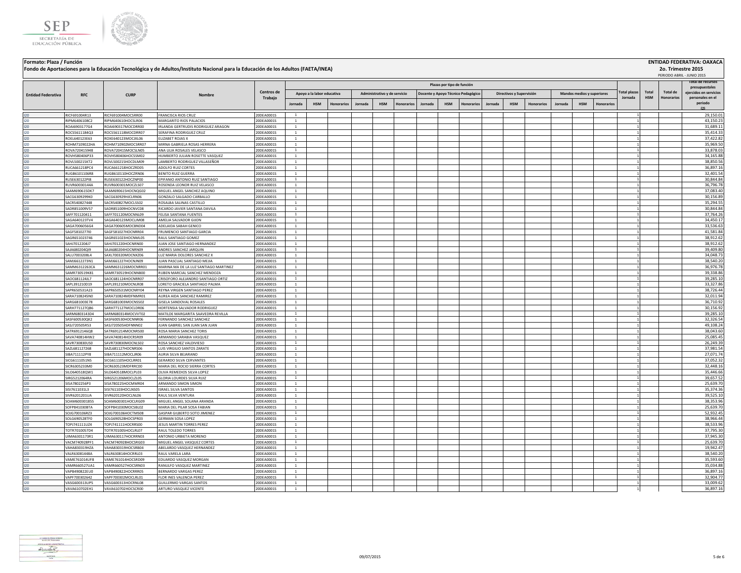**Formato: Plaza / Función**

**Fondo de Aportaciones para la Educación Tecnológica y de Adultos/Instituto Nacional para la Educación de los Adultos (FAETA/INEA)**

**ENTIDAD FEDERATIVA: OAXACA**

**2o. Trimestre 2015**

PERIODO ABRIL - JUNIO 2015

| Entidad Federativa | RFC | CURP | Nombre | Centros de Trabajo | Plazas por tipo de función | | | | | | | | | | | | | | | Total plazas Jornada | Total HSM | Total de Honorarios | Total de recursos presupuestales ejercidos en servicios personales en el periodo (2) |
|---|---|---|---|---|---|---|---|---|---|---|---|---|---|---|---|---|---|---|---|---|---|---|---|
| | | | | | Apoyo a la labor educativa | | | Administrativo y de servicio | | | Docente y Apoyo Técnico Pedagógico | | | Directivos y Supervisión | | | Mandos medios y superiores | | | | | | |
| | | | | | Jornada | HSM | Honorarios | Jornada | HSM | Honorarios | Jornada | HSM | Honorarios | Jornada | HSM | Honorarios | Jornada | HSM | Honorarios | | | | |
| I20 | RICF691004R13 | RICF691004MOCSRR00 | FRANCISCA RIOS CRUZ | 20DEA0001S | 1 | | | | | | | | | | | | | | | 1 | | | 29,150.01 |
| I20 | RIPM6406108C2 | RIPM640610HOCSLR06 | MARGARITO RIOS PALACIOS | 20DEA0001S | 1 | | | | | | | | | | | | | | | 1 | | | 43,150.23 |
| I20 | ROAI6903177G4 | ROAI690317MOCDRR00 | IRLANDA GERTRUDIS RODRIGUEZ ARAGON | 20DEA0001S | 1 | | | | | | | | | | | | | | | 1 | | | 31,689.11 |
| I20 | ROCS5611184Q3 | ROCS561118MOCDRR07 | SERAFINA RODRIGUEZ CRUZ | 20DEA0001S | 1 | | | | | | | | | | | | | | | 1 | | | 35,414.33 |
| I20 | ROEL640123E63 | ROXE640123MOCJXL06 | ELIZABET ROJAS X | 20DEA0001S | 1 | | | | | | | | | | | | | | | 1 | | | 37,422.82 |
| I20 | ROHM7109022HA | ROHM710902MOCSRR07 | MIRNA GABRIELA ROSAS HERRERA | 20DEA0001S | 1 | | | | | | | | | | | | | | | 1 | | | 35,969.50 |
| I20 | ROVA720415948 | ROVA720415MOCSLN05 | ANA LILIA ROSALES VELASCO | 20DEA0001S | 1 | | | | | | | | | | | | | | | 1 | | | 33,878.03 |
| I20 | ROVH580406P33 | ROVH580406HOCSSM02 | HUMBERTO JULIAN ROSETTE VASQUEZ | 20DEA0001S | 1 | | | | | | | | | | | | | | | 1 | | | 34,165.88 |
| I20 | ROVL500215KT2 | ROVL500215HOCDLM09 | LAMBERTO RODRIGUEZ VILLASEÑOR | 20DEA0001S | 1 | | | | | | | | | | | | | | | 1 | | | 38,850.56 |
| I20 | RUCA661218PC4 | RUCA661218HOCZRD05 | ADOLFO RUIZ CORTES | 20DEA0001S | 1 | | | | | | | | | | | | | | | 1 | | | 36,897.16 |
| I20 | RUGB6101106R8 | RUGB610110HOCZRN06 | BENITO RUIZ GUERRA | 20DEA0001S | 1 | | | | | | | | | | | | | | | 1 | | | 32,401.54 |
| I20 | RUSE630122PI8 | RUSE630122HOCZNP00 | EPIFANIO ANTONIO RUIZ SANTIAGO | 20DEA0001S | 1 | | | | | | | | | | | | | | | 1 | | | 30,844.84 |
| I20 | RUVR60030144A | RUVR600301MOCZLS07 | ROSENDA LEONOR RUIZ VELASCO | 20DEA0001S | 1 | | | | | | | | | | | | | | | 1 | | | 36,796.78 |
| I20 | SAAM690615DK7 | SAAM690615HOCNQG02 | MIGUEL ANGEL SANCHEZ AQUINO | 20DEA0001S | 1 | | | | | | | | | | | | | | | 1 | | | 37,083.40 |
| I20 | SACG6309299K0 | SACG630929HJCLRN06 | GONZALO SALGADO CARBALLO | 20DEA0001S | 1 | | | | | | | | | | | | | | | 1 | | | 30,156.89 |
| I20 | SACR540827448 | SACR540827MOCLSS02 | ROSALBA SALINAS CASTILLO | 20DEA0001S | 1 | | | | | | | | | | | | | | | 1 | | | 35,294.55 |
| I20 | SADR851009V57 | SADR851009HOCNVC08 | RICARDO JAVIER SANTANA DAVILA | 20DEA0001S | 1 | | | | | | | | | | | | | | | 1 | | | 30,844.84 |
| I20 | SAFF701120411 | SAFF701120MOCNNL09 | FELISA SANTANA FUENTES | 20DEA0001S | 1 | | | | | | | | | | | | | | | 1 | | | 37,764.26 |
| I20 | SAGA640123TV4 | SAGA640123MOCLJM08 | AMELIA SALVADOR GIJON | 20DEA0001S | 1 | | | | | | | | | | | | | | | 1 | | | 34,450.17 |
| I20 | SAGA7006056G4 | SAGA700605MOCBND04 | ADELAIDA SABAH GENICO | 20DEA0001S | 1 | | | | | | | | | | | | | | | 1 | | | 33,536.63 |
| I20 | SAGF5810277I0 | SAGF581027HOCNRR04 | FRUMENCIO SANTIAGO GARCIA | 20DEA0001S | 1 | | | | | | | | | | | | | | | 1 | | | 41,581.84 |
| I20 | SAGR651023746 | SAGR651023HOCNML05 | RAUL SANTIAGO GOMEZ | 20DEA0001S | 1 | | | | | | | | | | | | | | | 1 | | | 38,912.62 |
| I20 | SAHJ7012204J7 | SAHJ701220HOCNRN00 | JUAN JOSE SANTIAGO HERNANDEZ | 20DEA0001S | 1 | | | | | | | | | | | | | | | 1 | | | 38,912.62 |
| I20 | SAJA680204QJ9 | SAJA680204HOCNRN09 | ANDRES SANCHEZ JARQUIN | 20DEA0001S | 1 | | | | | | | | | | | | | | | 1 | | | 39,409.80 |
| I20 | SALU7003208L4 | SAXL700320MOCNXZ06 | LUZ MARIA DOLORES SANCHEZ X | 20DEA0001S | 1 | | | | | | | | | | | | | | | 1 | | | 34,048.73 |
| I20 | SAMJ6612273N1 | SAMJ661227HOCNJN09 | JUAN PASCUAL SANTIAGO MEJIA | 20DEA0001S | 1 | | | | | | | | | | | | | | | 1 | | | 38,540.20 |
| I20 | SAMM6312263CA | SAMM631226MOCNRR01 | MARINA MA DE LA LUZ SANTIAGO MARTINEZ | 20DEA0001S | 1 | | | | | | | | | | | | | | | 1 | | | 36,976.78 |
| I20 | SAMR730519K81 | SAMR730519HOCNNB00 | RUBEN MARCIAL SANCHEZ MENDOZA | 20DEA0001S | 1 | | | | | | | | | | | | | | | 1 | | | 39,338.86 |
| I20 | SAOC681124IL7 | SAOC681124HOCNRR07 | CRISOFORO ALEJANDRO SANTIAGO ORTIZ | 20DEA0001S | 1 | | | | | | | | | | | | | | | 1 | | | 39,285.10 |
| I20 | SAPL391210D19 | SAPL391210MOCNLR08 | LORETO GRACIELA SANTIAGO PALMA | 20DEA0001S | 1 | | | | | | | | | | | | | | | 1 | | | 33,327.86 |
| I20 | SAPR650531A23 | SAPR650531MOCNRY04 | REYNA VIRGEN SANTIAGO PEREZ | 20DEA0001S | 1 | | | | | | | | | | | | | | | 1 | | | 38,726.44 |
| I20 | SARA7108245N0 | SARA710824MDFNMR01 | AUREA AIDA SANCHEZ RAMIREZ | 20DEA0001S | 1 | | | | | | | | | | | | | | | 1 | | | 32,011.94 |
| I20 | SARG681003E78 | SARG681003MOCNSS02 | GISELA SANDOVAL ROSALES | 20DEA0001S | 1 | | | | | | | | | | | | | | | 1 | | | 36,710.92 |
| I20 | SARH771127QB6 | SARH771127MOCLDR06 | HORTENSIA SALVADOR RODRIGUEZ | 20DEA0001S | 1 | | | | | | | | | | | | | | | 1 | | | 30,156.92 |
| I20 | SARM6803143D4 | SARM680314MOCVVT02 | MATILDE MARGARITA SAAVEDRA REVILLA | 20DEA0001S | 1 | | | | | | | | | | | | | | | 1 | | | 39,285.10 |
| I20 | SASF600530QK2 | SASF600530HOCNNR06 | FERNANDO SANCHEZ SANCHEZ | 20DEA0001S | 1 | | | | | | | | | | | | | | | 1 | | | 32,326.54 |
| I20 | SASJ720505R53 | SASJ720505HDFNNN02 | JUAN GABRIEL SAN JUAN SAN JUAN | 20DEA0001S | 1 | | | | | | | | | | | | | | | 1 | | | 49,108.24 |
| I20 | SATR6912146Q8 | SATR691214MOCNRS00 | ROSA MARIA SANCHEZ TORIS | 20DEA0001S | 1 | | | | | | | | | | | | | | | 1 | | | 38,043.60 |
| I20 | SAVA740814HW2 | SAVA740814HOCRSR09 | ARMANDO SARABIA VASQUEZ | 20DEA0001S | 1 | | | | | | | | | | | | | | | 1 | | | 25,085.45 |
| I20 | SAVR730830US0 | SAVR730830MOCNLS02 | ROSA SANCHEZ VALDIVIESO | 20DEA0001S | 1 | | | | | | | | | | | | | | | 1 | | | 26,249.39 |
| I20 | SAZL681127268 | SAZL681127HOCNRS06 | LUIS VIRGILIO SANTOS ZARATE | 20DEA0001S | 1 | | | | | | | | | | | | | | | 1 | | | 37,981.54 |
| I20 | SIBA711112PY8 | SIBA711112MOCLJR06 | AURIA SILVA BEJARANO | 20DEA0001S | 1 | | | | | | | | | | | | | | | 1 | | | 27,071.74 |
| I20 | SICG6111051N5 | SICG611105HOCLRR01 | GERARDO SILVA CERVANTES | 20DEA0001S | 1 | | | | | | | | | | | | | | | 1 | | | 37,052.32 |
| I20 | SICR6305233M0 | SICR630523MDFRRC00 | MARIA DEL ROCIO SIERRA CORTES | 20DEA0001S | 1 | | | | | | | | | | | | | | | 1 | | | 32,448.16 |
| I20 | SILO640518QW1 | SILO640518MOCLPL03 | OLIVA REMEDIOS SILVA LOPEZ | 20DEA0001S | 1 | | | | | | | | | | | | | | | 1 | | | 35,446.66 |
| I20 | SIRG521206 4RA | SIRG521206MOCLZL05 | GLORIA LOURDES SILVA RUIZ | 20DEA0001S | 1 | | | | | | | | | | | | | | | 1 | | | 39,657.52 |
| I20 | SISA7802256P3 | SISA780225HOCMMR04 | ARMANDO SIMON SIMON | 20DEA0001S | 1 | | | | | | | | | | | | | | | 1 | | | 25,639.70 |
| I20 | SISI7611031L3 | SISI761103HOCLNS05 | ISRAEL SILVA SANTOS | 20DEA0001S | 1 | | | | | | | | | | | | | | | 1 | | | 35,374.36 |
| I20 | SIVR6201201UA | SIVR620120HOCLNL06 | RAUL SILVA VENTURA | 20DEA0001S | 1 | | | | | | | | | | | | | | | 1 | | | 39,525.10 |
| I20 | SOAM600301855 | SOAM600301HOCLRG09 | MIGUEL ANGEL SOLANA ARANDA | 20DEA0001S | 1 | | | | | | | | | | | | | | | 1 | | | 38,353.96 |
| I20 | SOFP841030BTA | SOFP841030MOCSBL02 | MARIA DEL PILAR SOSA FABIAN | 20DEA0001S | 1 | | | | | | | | | | | | | | | 1 | | | 25,639.70 |
| I20 | SOJG700106RZ3 | SOJG700106HOCTMS08 | GASPAR GILBERTO SOTO JIMENEZ | 20DEA0001S | 1 | | | | | | | | | | | | | | | 1 | | | 52,932.45 |
| I20 | SOLG690528TF0 | SOLG690528HOCSPR03 | GERMAN SOSA LOPEZ | 20DEA0001S | 1 | | | | | | | | | | | | | | | 1 | | | 38,966.44 |
| I20 | TOPJ741111UZ4 | TOPJ741111HOCRRS00 | JESUS MARTIN TORRES PEREZ | 20DEA0001S | 1 | | | | | | | | | | | | | | | 1 | | | 38,533.96 |
| I20 | TOTR7010057D4 | TOTR701005HOCLRL07 | RAUL TOLEDO TORRES | 20DEA0001S | 1 | | | | | | | | | | | | | | | 1 | | | 37,795.30 |
| I20 | UIMA6301173R1 | UIMA630117HOCRRN03 | ANTONIO URBIETA MORENO | 20DEA0001S | 1 | | | | | | | | | | | | | | | 1 | | | 37,945.30 |
| I20 | VACM740928PF1 | VACM740928HOCSRG03 | MIGUEL ANGEL VASQUEZ CORTES | 20DEA0001S | 1 | | | | | | | | | | | | | | | 1 | | | 25,639.70 |
| I20 | VAHA830319HZA | VAHA830319HOCSRB04 | ABELARDO VASQUEZ HERNANDEZ | 20DEA0001S | 1 | | | | | | | | | | | | | | | 1 | | | 19,942.47 |
| I20 | VALR63081448A | VALR630814HOCRRL03 | RAUL VARELA LARA | 20DEA0001S | 1 | | | | | | | | | | | | | | | 1 | | | 38,540.20 |
| I20 | VAME761014UF8 | VAME761014HOCSRD09 | EDUARDO VASQUEZ MORGAN | 20DEA0001S | 1 | | | | | | | | | | | | | | | 1 | | | 35,593.60 |
| I20 | VAMR660527UA1 | VAMR660527HOCSRN03 | RANULFO VASQUEZ MARTINEZ | 20DEA0001S | 1 | | | | | | | | | | | | | | | 1 | | | 35,034.88 |
| I20 | VAPB490822EU0 | VAPB490822HOCRRR05 | BERNARDO VARGAS PEREZ | 20DEA0001S | 1 | | | | | | | | | | | | | | | 1 | | | 36,897.16 |
| I20 | VAPF700302642 | VAPF700302MOCLRL01 | FLOR INES VALENCIA PEREZ | 20DEA0001S | 1 | | | | | | | | | | | | | | | 1 | | | 32,904.77 |
| I20 | VASG600313UP5 | VASG600313HOCRNL08 | GUILLERMO VARGAS SANTOS | 20DEA0001S | 1 | | | | | | | | | | | | | | | 1 | | | 33,009.62 |
| I20 | VAVA610702EH1 | VAVA610702HOCSCR00 | ARTURO VASQUEZ VICENTE | 20DEA0001S | 1 | | | | | | | | | | | | | | | 1 | | | 36,897.16 |

09/07/2015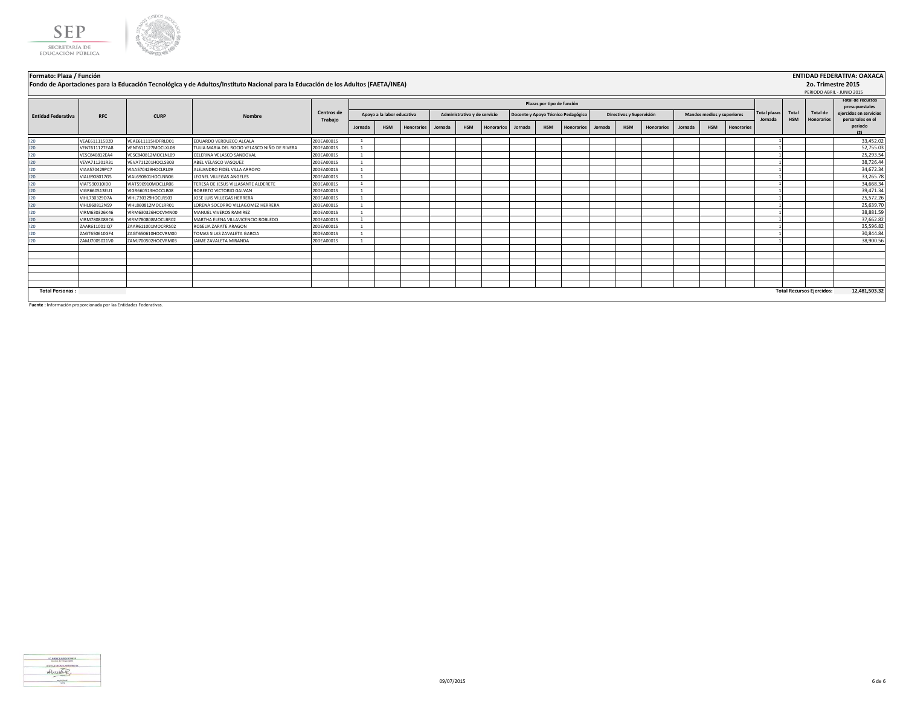SEP

SECRETARÍA DE EDUCACIÓN PÚBLICA

**Formato: Plaza / Función**

**Fondo de Aportaciones para la Educación Tecnológica y de Adultos/Instituto Nacional para la Educación de los Adultos (FAETA/INEA)**

**ENTIDAD FEDERATIVA: OAXACA**

**2o. Trimestre 2015**

PERIODO ABRIL - JUNIO 2015

| Entidad Federativa | RFC | CURP | Nombre | Centros de Trabajo | Plazas por tipo de función | | | | | | | | | | | | | | | Total plazas Jornada | Total HSM | Total de Honorarios | Total de recursos presupuestales ejercidos en servicios personales en el periodo (2) |
|---|---|---|---|---|---|---|---|---|---|---|---|---|---|---|---|---|---|---|---|---|---|---|---|
| | | | | | Apoyo a la labor educativa | | | Administrativo y de servicio | | | Docente y Apoyo Técnico Pedagógico | | | Directivos y Supervisión | | | Mandos medios y superiores | | | | | | |
| | | | | | Jornada | HSM | Honorarios | Jornada | HSM | Honorarios | Jornada | HSM | Honorarios | Jornada | HSM | Honorarios | Jornada | HSM | Honorarios | | | | |
| I20 | VEAE611115DZ0 | VEAE611115HDFRLD01 | EDUARDO VERDUZCO ALCALA | 20DEA0001S | 1 | | | | | | | | | | | | | | | 1 | | | 33,452.02 |
| I20 | VENT611127EA8 | VENT611127MOCLXL08 | TULIA MARIA DEL ROCIO VELASCO NIÑO DE RIVERA | 20DEA0001S | 1 | | | | | | | | | | | | | | | 1 | | | 52,755.03 |
| I20 | VESC840812EA4 | VESC840812MOCLNL09 | CELERINA VELASCO SANDOVAL | 20DEA0001S | 1 | | | | | | | | | | | | | | | 1 | | | 25,293.54 |
| I20 | VEVA711201R31 | VEVA711201HOCLSB03 | ABEL VELASCO VASQUEZ | 20DEA0001S | 1 | | | | | | | | | | | | | | | 1 | | | 38,726.44 |
| I20 | VIAA570429PC7 | VIAA570429HOCLRL09 | ALEJANDRO FIDEL VILLA ARROYO | 20DEA0001S | 1 | | | | | | | | | | | | | | | 1 | | | 34,672.34 |
| I20 | VIAL6908017G5 | VIAL690801HOCLNN06 | LEONEL VILLEGAS ANGELES | 20DEA0001S | 1 | | | | | | | | | | | | | | | 1 | | | 33,265.78 |
| I20 | VIAT590910ID0 | VIAT590910MOCLLR06 | TERESA DE JESUS VILLASANTE ALDERETE | 20DEA0001S | 1 | | | | | | | | | | | | | | | 1 | | | 34,668.34 |
| I20 | VIGR660513EU1 | VIGR660513HOCCLB08 | ROBERTO VICTORIO GALVAN | 20DEA0001S | 1 | | | | | | | | | | | | | | | 1 | | | 39,471.34 |
| I20 | VIHL730329D7A | VIHL730329HOCLRS03 | JOSE LUIS VILLEGAS HERRERA | 20DEA0001S | 1 | | | | | | | | | | | | | | | 1 | | | 25,572.26 |
| I20 | VIHL860812NS9 | VIHL860812MOCLRR01 | LORENA SOCORRO VILLAGOMEZ HERRERA | 20DEA0001S | 1 | | | | | | | | | | | | | | | 1 | | | 25,639.70 |
| I20 | VIRM630326K46 | VIRM630326HOCVMN00 | MANUEL VIVEROS RAMIREZ | 20DEA0001S | 1 | | | | | | | | | | | | | | | 1 | | | 38,881.59 |
| I20 | VIRM780808BC6 | VIRM780808MOCLBR02 | MARTHA ELENA VILLAVICENCIO ROBLEDO | 20DEA0001S | 1 | | | | | | | | | | | | | | | 1 | | | 37,662.82 |
| I20 | ZAAR611001IQ7 | ZAAR611001MOCRRS02 | ROSELIA ZARATE ARAGON | 20DEA0001S | 1 | | | | | | | | | | | | | | | 1 | | | 35,596.82 |
| I20 | ZAGT650610GF4 | ZAGT650610HOCVRM00 | TOMAS SILAS ZAVALETA GARCIA | 20DEA0001S | 1 | | | | | | | | | | | | | | | 1 | | | 30,844.84 |
| I20 | ZAMJ7005021V0 | ZAMJ700502HOCVRM03 | JAIME ZAVALETA MIRANDA | 20DEA0001S | 1 | | | | | | | | | | | | | | | 1 | | | 38,900.56 |
| **Total Personas :** | | | | | | | | | | | | | | | | | | | | **Total Recursos Ejercidos:** | | | **12,481,503.32** |

**Fuente :** Información proporcionada por las Entidades Federativas.

09/07/2015